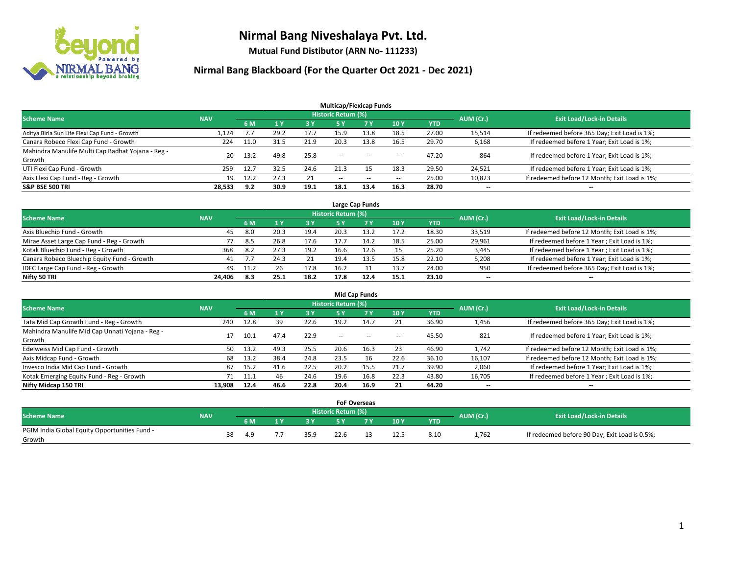# Nirmal Bang Niveshalaya Pvt. Ltd.

**Mutual Fund Distibutor (ARN No- 111233)**

## Nirmal Bang Blackboard (For the Quarter Oct 2021 - Dec 2021)

### Multicap/Flexicap Funds

| Scheme Name | NAV | Historic Return (%) | | | | | | | AUM (Cr.) | Exit Load/Lock-in Details |
|---|---|---|---|---|---|---|---|---|---|---|
| | | 6 M | 1 Y | 3 Y | 5 Y | 7 Y | 10 Y | YTD | | |
| Aditya Birla Sun Life Flexi Cap Fund - Growth | 1,124 | 7.7 | 29.2 | 17.7 | 15.9 | 13.8 | 18.5 | 27.00 | 15,514 | If redeemed before 365 Day; Exit Load is 1%; |
| Canara Robeco Flexi Cap Fund - Growth | 224 | 11.0 | 31.5 | 21.9 | 20.3 | 13.8 | 16.5 | 29.70 | 6,168 | If redeemed before 1 Year; Exit Load is 1%; |
| Mahindra Manulife Multi Cap Badhat Yojana - Reg - Growth | 20 | 13.2 | 49.8 | 25.8 | -- | -- | -- | 47.20 | 864 | If redeemed before 1 Year; Exit Load is 1%; |
| UTI Flexi Cap Fund - Growth | 259 | 12.7 | 32.5 | 24.6 | 21.3 | 15 | 18.3 | 29.50 | 24,521 | If redeemed before 1 Year; Exit Load is 1%; |
| Axis Flexi Cap Fund - Reg - Growth | 19 | 12.2 | 27.3 | 21 | -- | -- | -- | 25.00 | 10,823 | If redeemed before 12 Month; Exit Load is 1%; |
| **S&P BSE 500 TRI** | **28,533** | **9.2** | **30.9** | **19.1** | **18.1** | **13.4** | **16.3** | **28.70** | **--** | **--** |

### Large Cap Funds

| Scheme Name | NAV | Historic Return (%) | | | | | | | AUM (Cr.) | Exit Load/Lock-in Details |
|---|---|---|---|---|---|---|---|---|---|---|
| | | 6 M | 1 Y | 3 Y | 5 Y | 7 Y | 10 Y | YTD | | |
| Axis Bluechip Fund - Growth | 45 | 8.0 | 20.3 | 19.4 | 20.3 | 13.2 | 17.2 | 18.30 | 33,519 | If redeemed before 12 Month; Exit Load is 1%; |
| Mirae Asset Large Cap Fund - Reg - Growth | 77 | 8.5 | 26.8 | 17.6 | 17.7 | 14.2 | 18.5 | 25.00 | 29,961 | If redeemed before 1 Year ; Exit Load is 1%; |
| Kotak Bluechip Fund - Reg - Growth | 368 | 8.2 | 27.3 | 19.2 | 16.6 | 12.6 | 15 | 25.20 | 3,445 | If redeemed before 1 Year ; Exit Load is 1%; |
| Canara Robeco Bluechip Equity Fund - Growth | 41 | 7.7 | 24.3 | 21 | 19.4 | 13.5 | 15.8 | 22.10 | 5,208 | If redeemed before 1 Year; Exit Load is 1%; |
| IDFC Large Cap Fund - Reg - Growth | 49 | 11.2 | 26 | 17.8 | 16.2 | 11 | 13.7 | 24.00 | 950 | If redeemed before 365 Day; Exit Load is 1%; |
| **Nifty 50 TRI** | **24,406** | **8.3** | **25.1** | **18.2** | **17.8** | **12.4** | **15.1** | **23.10** | **--** | **--** |

### Mid Cap Funds

| Scheme Name | NAV | Historic Return (%) | | | | | | | AUM (Cr.) | Exit Load/Lock-in Details |
|---|---|---|---|---|---|---|---|---|---|---|
| | | 6 M | 1 Y | 3 Y | 5 Y | 7 Y | 10 Y | YTD | | |
| Tata Mid Cap Growth Fund - Reg - Growth | 240 | 12.8 | 39 | 22.6 | 19.2 | 14.7 | 21 | 36.90 | 1,456 | If redeemed before 365 Day; Exit Load is 1%; |
| Mahindra Manulife Mid Cap Unnati Yojana - Reg - Growth | 17 | 10.1 | 47.4 | 22.9 | -- | -- | -- | 45.50 | 821 | If redeemed before 1 Year; Exit Load is 1%; |
| Edelweiss Mid Cap Fund - Growth | 50 | 13.2 | 49.3 | 25.5 | 20.6 | 16.3 | 23 | 46.90 | 1,742 | If redeemed before 12 Month; Exit Load is 1%; |
| Axis Midcap Fund - Growth | 68 | 13.2 | 38.4 | 24.8 | 23.5 | 16 | 22.6 | 36.10 | 16,107 | If redeemed before 12 Month; Exit Load is 1%; |
| Invesco India Mid Cap Fund - Growth | 87 | 15.2 | 41.6 | 22.5 | 20.2 | 15.5 | 21.7 | 39.90 | 2,060 | If redeemed before 1 Year; Exit Load is 1%; |
| Kotak Emerging Equity Fund - Reg - Growth | 71 | 11.1 | 46 | 24.6 | 19.6 | 16.8 | 22.3 | 43.80 | 16,705 | If redeemed before 1 Year ; Exit Load is 1%; |
| **Nifty Midcap 150 TRI** | **13,908** | **12.4** | **46.6** | **22.8** | **20.4** | **16.9** | **21** | **44.20** | **--** | **--** |

### FoF Overseas

| Scheme Name | NAV | Historic Return (%) | | | | | | | AUM (Cr.) | Exit Load/Lock-in Details |
|---|---|---|---|---|---|---|---|---|---|---|
| | | 6 M | 1 Y | 3 Y | 5 Y | 7 Y | 10 Y | YTD | | |
| PGIM India Global Equity Opportunities Fund - Growth | 38 | 4.9 | 7.7 | 35.9 | 22.6 | 13 | 12.5 | 8.10 | 1,762 | If redeemed before 90 Day; Exit Load is 0.5%; |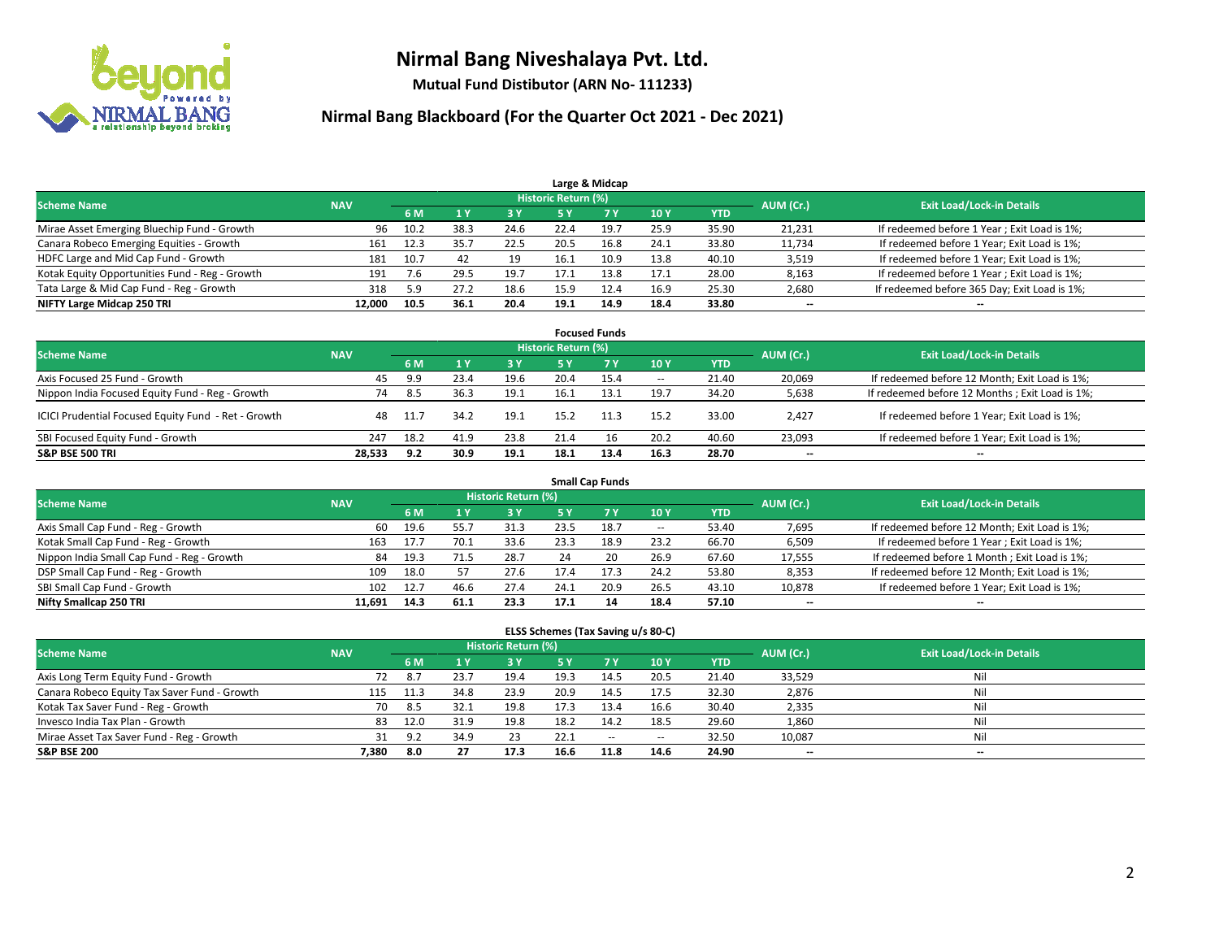# Nirmal Bang Niveshalaya Pvt. Ltd.

**Mutual Fund Distibutor (ARN No- 111233)**

## Nirmal Bang Blackboard (For the Quarter Oct 2021 - Dec 2021)

### Large & Midcap

| Scheme Name | NAV | Historic Return (%) | | | | | | | AUM (Cr.) | Exit Load/Lock-in Details |
|---|---|---|---|---|---|---|---|---|---|---|
| | | 6 M | 1 Y | 3 Y | 5 Y | 7 Y | 10 Y | YTD | | |
| Mirae Asset Emerging Bluechip Fund - Growth | 96 | 10.2 | 38.3 | 24.6 | 22.4 | 19.7 | 25.9 | 35.90 | 21,231 | If redeemed before 1 Year ; Exit Load is 1%; |
| Canara Robeco Emerging Equities - Growth | 161 | 12.3 | 35.7 | 22.5 | 20.5 | 16.8 | 24.1 | 33.80 | 11,734 | If redeemed before 1 Year; Exit Load is 1%; |
| HDFC Large and Mid Cap Fund - Growth | 181 | 10.7 | 42 | 19 | 16.1 | 10.9 | 13.8 | 40.10 | 3,519 | If redeemed before 1 Year; Exit Load is 1%; |
| Kotak Equity Opportunities Fund - Reg - Growth | 191 | 7.6 | 29.5 | 19.7 | 17.1 | 13.8 | 17.1 | 28.00 | 8,163 | If redeemed before 1 Year ; Exit Load is 1%; |
| Tata Large & Mid Cap Fund - Reg - Growth | 318 | 5.9 | 27.2 | 18.6 | 15.9 | 12.4 | 16.9 | 25.30 | 2,680 | If redeemed before 365 Day; Exit Load is 1%; |
| **NIFTY Large Midcap 250 TRI** | **12,000** | **10.5** | **36.1** | **20.4** | **19.1** | **14.9** | **18.4** | **33.80** | **--** | **--** |

### Focused Funds

| Scheme Name | NAV | Historic Return (%) | | | | | | | AUM (Cr.) | Exit Load/Lock-in Details |
|---|---|---|---|---|---|---|---|---|---|---|
| | | 6 M | 1 Y | 3 Y | 5 Y | 7 Y | 10 Y | YTD | | |
| Axis Focused 25 Fund - Growth | 45 | 9.9 | 23.4 | 19.6 | 20.4 | 15.4 | -- | 21.40 | 20,069 | If redeemed before 12 Month; Exit Load is 1%; |
| Nippon India Focused Equity Fund - Reg - Growth | 74 | 8.5 | 36.3 | 19.1 | 16.1 | 13.1 | 19.7 | 34.20 | 5,638 | If redeemed before 12 Months ; Exit Load is 1%; |
| ICICI Prudential Focused Equity Fund - Ret - Growth | 48 | 11.7 | 34.2 | 19.1 | 15.2 | 11.3 | 15.2 | 33.00 | 2,427 | If redeemed before 1 Year; Exit Load is 1%; |
| SBI Focused Equity Fund - Growth | 247 | 18.2 | 41.9 | 23.8 | 21.4 | 16 | 20.2 | 40.60 | 23,093 | If redeemed before 1 Year; Exit Load is 1%; |
| **S&P BSE 500 TRI** | **28,533** | **9.2** | **30.9** | **19.1** | **18.1** | **13.4** | **16.3** | **28.70** | **--** | **--** |

### Small Cap Funds

| Scheme Name | NAV | Historic Return (%) | | | | | | | AUM (Cr.) | Exit Load/Lock-in Details |
|---|---|---|---|---|---|---|---|---|---|---|
| | | 6 M | 1 Y | 3 Y | 5 Y | 7 Y | 10 Y | YTD | | |
| Axis Small Cap Fund - Reg - Growth | 60 | 19.6 | 55.7 | 31.3 | 23.5 | 18.7 | -- | 53.40 | 7,695 | If redeemed before 12 Month; Exit Load is 1%; |
| Kotak Small Cap Fund - Reg - Growth | 163 | 17.7 | 70.1 | 33.6 | 23.3 | 18.9 | 23.2 | 66.70 | 6,509 | If redeemed before 1 Year ; Exit Load is 1%; |
| Nippon India Small Cap Fund - Reg - Growth | 84 | 19.3 | 71.5 | 28.7 | 24 | 20 | 26.9 | 67.60 | 17,555 | If redeemed before 1 Month ; Exit Load is 1%; |
| DSP Small Cap Fund - Reg - Growth | 109 | 18.0 | 57 | 27.6 | 17.4 | 17.3 | 24.2 | 53.80 | 8,353 | If redeemed before 12 Month; Exit Load is 1%; |
| SBI Small Cap Fund - Growth | 102 | 12.7 | 46.6 | 27.4 | 24.1 | 20.9 | 26.5 | 43.10 | 10,878 | If redeemed before 1 Year; Exit Load is 1%; |
| **Nifty Smallcap 250 TRI** | **11,691** | **14.3** | **61.1** | **23.3** | **17.1** | **14** | **18.4** | **57.10** | **--** | **--** |

### ELSS Schemes (Tax Saving u/s 80-C)

| Scheme Name | NAV | Historic Return (%) | | | | | | | AUM (Cr.) | Exit Load/Lock-in Details |
|---|---|---|---|---|---|---|---|---|---|---|
| | | 6 M | 1 Y | 3 Y | 5 Y | 7 Y | 10 Y | YTD | | |
| Axis Long Term Equity Fund - Growth | 72 | 8.7 | 23.7 | 19.4 | 19.3 | 14.5 | 20.5 | 21.40 | 33,529 | Nil |
| Canara Robeco Equity Tax Saver Fund - Growth | 115 | 11.3 | 34.8 | 23.9 | 20.9 | 14.5 | 17.5 | 32.30 | 2,876 | Nil |
| Kotak Tax Saver Fund - Reg - Growth | 70 | 8.5 | 32.1 | 19.8 | 17.3 | 13.4 | 16.6 | 30.40 | 2,335 | Nil |
| Invesco India Tax Plan - Growth | 83 | 12.0 | 31.9 | 19.8 | 18.2 | 14.2 | 18.5 | 29.60 | 1,860 | Nil |
| Mirae Asset Tax Saver Fund - Reg - Growth | 31 | 9.2 | 34.9 | 23 | 22.1 | -- | -- | 32.50 | 10,087 | Nil |
| **S&P BSE 200** | **7,380** | **8.0** | **27** | **17.3** | **16.6** | **11.8** | **14.6** | **24.90** | **--** | **--** |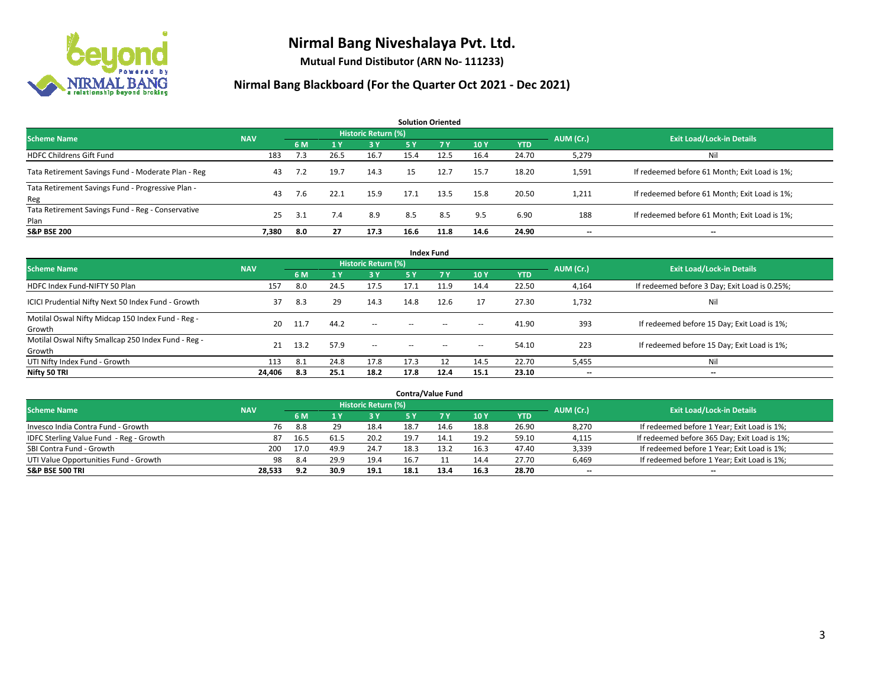# Nirmal Bang Niveshalaya Pvt. Ltd.

**Mutual Fund Distibutor (ARN No- 111233)**

## Nirmal Bang Blackboard (For the Quarter Oct 2021 - Dec 2021)

### Solution Oriented

| Scheme Name | NAV | Historic Return (%) | | | | | | | AUM (Cr.) | Exit Load/Lock-in Details |
|---|---|---|---|---|---|---|---|---|---|---|
| | | 6 M | 1 Y | 3 Y | 5 Y | 7 Y | 10 Y | YTD | | |
| HDFC Childrens Gift Fund | 183 | 7.3 | 26.5 | 16.7 | 15.4 | 12.5 | 16.4 | 24.70 | 5,279 | Nil |
| Tata Retirement Savings Fund - Moderate Plan - Reg | 43 | 7.2 | 19.7 | 14.3 | 15 | 12.7 | 15.7 | 18.20 | 1,591 | If redeemed before 61 Month; Exit Load is 1%; |
| Tata Retirement Savings Fund - Progressive Plan - Reg | 43 | 7.6 | 22.1 | 15.9 | 17.1 | 13.5 | 15.8 | 20.50 | 1,211 | If redeemed before 61 Month; Exit Load is 1%; |
| Tata Retirement Savings Fund - Reg - Conservative Plan | 25 | 3.1 | 7.4 | 8.9 | 8.5 | 8.5 | 9.5 | 6.90 | 188 | If redeemed before 61 Month; Exit Load is 1%; |
| **S&P BSE 200** | **7,380** | **8.0** | **27** | **17.3** | **16.6** | **11.8** | **14.6** | **24.90** | **--** | **--** |

### Index Fund

| Scheme Name | NAV | Historic Return (%) | | | | | | | AUM (Cr.) | Exit Load/Lock-in Details |
|---|---|---|---|---|---|---|---|---|---|---|
| | | 6 M | 1 Y | 3 Y | 5 Y | 7 Y | 10 Y | YTD | | |
| HDFC Index Fund-NIFTY 50 Plan | 157 | 8.0 | 24.5 | 17.5 | 17.1 | 11.9 | 14.4 | 22.50 | 4,164 | If redeemed before 3 Day; Exit Load is 0.25%; |
| ICICI Prudential Nifty Next 50 Index Fund - Growth | 37 | 8.3 | 29 | 14.3 | 14.8 | 12.6 | 17 | 27.30 | 1,732 | Nil |
| Motilal Oswal Nifty Midcap 150 Index Fund - Reg - Growth | 20 | 11.7 | 44.2 | -- | -- | -- | -- | 41.90 | 393 | If redeemed before 15 Day; Exit Load is 1%; |
| Motilal Oswal Nifty Smallcap 250 Index Fund - Reg - Growth | 21 | 13.2 | 57.9 | -- | -- | -- | -- | 54.10 | 223 | If redeemed before 15 Day; Exit Load is 1%; |
| UTI Nifty Index Fund - Growth | 113 | 8.1 | 24.8 | 17.8 | 17.3 | 12 | 14.5 | 22.70 | 5,455 | Nil |
| **Nifty 50 TRI** | **24,406** | **8.3** | **25.1** | **18.2** | **17.8** | **12.4** | **15.1** | **23.10** | **--** | **--** |

### Contra/Value Fund

| Scheme Name | NAV | Historic Return (%) | | | | | | | AUM (Cr.) | Exit Load/Lock-in Details |
|---|---|---|---|---|---|---|---|---|---|---|
| | | 6 M | 1 Y | 3 Y | 5 Y | 7 Y | 10 Y | YTD | | |
| Invesco India Contra Fund - Growth | 76 | 8.8 | 29 | 18.4 | 18.7 | 14.6 | 18.8 | 26.90 | 8,270 | If redeemed before 1 Year; Exit Load is 1%; |
| IDFC Sterling Value Fund - Reg - Growth | 87 | 16.5 | 61.5 | 20.2 | 19.7 | 14.1 | 19.2 | 59.10 | 4,115 | If redeemed before 365 Day; Exit Load is 1%; |
| SBI Contra Fund - Growth | 200 | 17.0 | 49.9 | 24.7 | 18.3 | 13.2 | 16.3 | 47.40 | 3,339 | If redeemed before 1 Year; Exit Load is 1%; |
| UTI Value Opportunities Fund - Growth | 98 | 8.4 | 29.9 | 19.4 | 16.7 | 11 | 14.4 | 27.70 | 6,469 | If redeemed before 1 Year; Exit Load is 1%; |
| **S&P BSE 500 TRI** | **28,533** | **9.2** | **30.9** | **19.1** | **18.1** | **13.4** | **16.3** | **28.70** | **--** | **--** |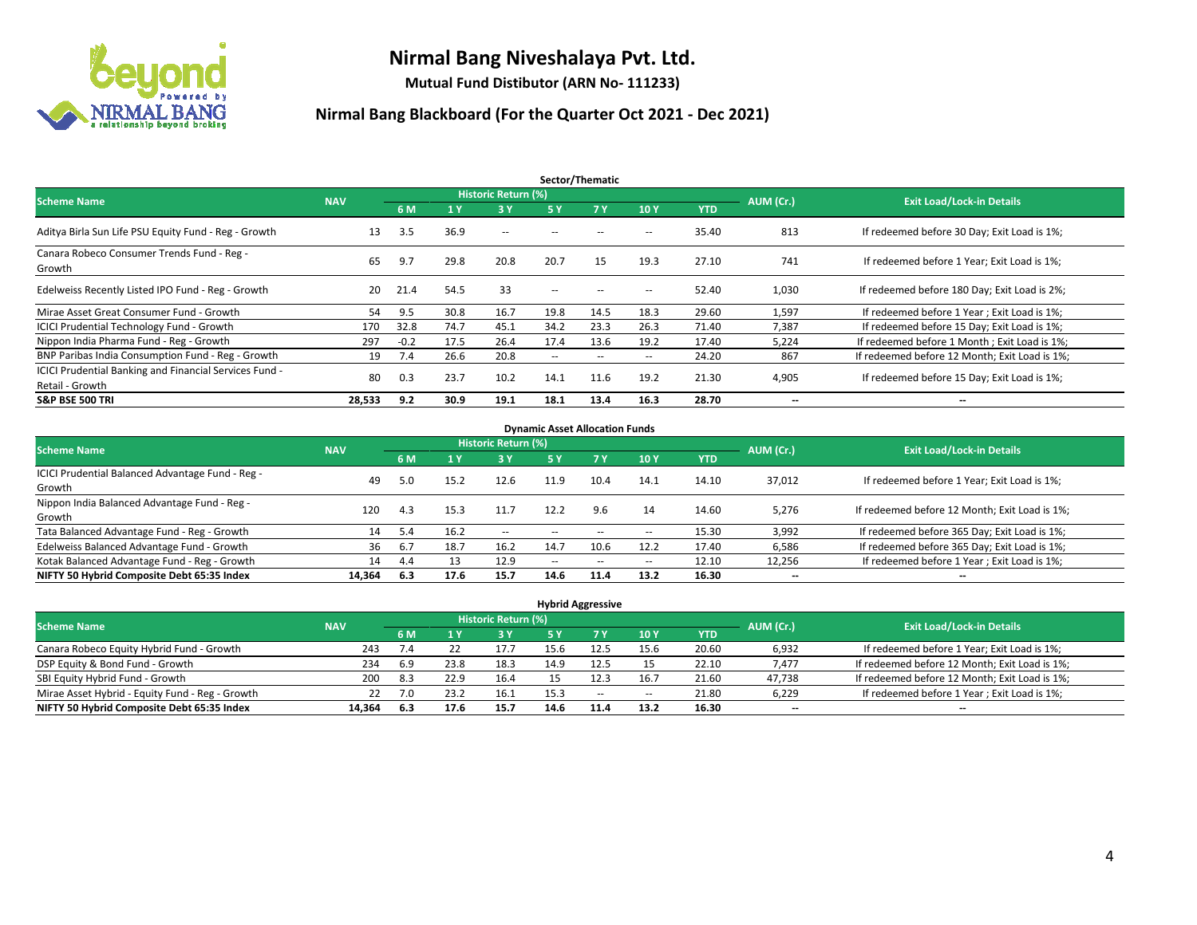# Nirmal Bang Niveshalaya Pvt. Ltd.

**Mutual Fund Distibutor (ARN No- 111233)**

## Nirmal Bang Blackboard (For the Quarter Oct 2021 - Dec 2021)

### Sector/Thematic

| Scheme Name | NAV | Historic Return (%) | | | | | | | AUM (Cr.) | Exit Load/Lock-in Details |
|---|---|---|---|---|---|---|---|---|---|---|
| | | 6 M | 1 Y | 3 Y | 5 Y | 7 Y | 10 Y | YTD | | |
| Aditya Birla Sun Life PSU Equity Fund - Reg - Growth | 13 | 3.5 | 36.9 | -- | -- | -- | -- | 35.40 | 813 | If redeemed before 30 Day; Exit Load is 1%; |
| Canara Robeco Consumer Trends Fund - Reg - Growth | 65 | 9.7 | 29.8 | 20.8 | 20.7 | 15 | 19.3 | 27.10 | 741 | If redeemed before 1 Year; Exit Load is 1%; |
| Edelweiss Recently Listed IPO Fund - Reg - Growth | 20 | 21.4 | 54.5 | 33 | -- | -- | -- | 52.40 | 1,030 | If redeemed before 180 Day; Exit Load is 2%; |
| Mirae Asset Great Consumer Fund - Growth | 54 | 9.5 | 30.8 | 16.7 | 19.8 | 14.5 | 18.3 | 29.60 | 1,597 | If redeemed before 1 Year ; Exit Load is 1%; |
| ICICI Prudential Technology Fund - Growth | 170 | 32.8 | 74.7 | 45.1 | 34.2 | 23.3 | 26.3 | 71.40 | 7,387 | If redeemed before 15 Day; Exit Load is 1%; |
| Nippon India Pharma Fund - Reg - Growth | 297 | -0.2 | 17.5 | 26.4 | 17.4 | 13.6 | 19.2 | 17.40 | 5,224 | If redeemed before 1 Month ; Exit Load is 1%; |
| BNP Paribas India Consumption Fund - Reg - Growth | 19 | 7.4 | 26.6 | 20.8 | -- | -- | -- | 24.20 | 867 | If redeemed before 12 Month; Exit Load is 1%; |
| ICICI Prudential Banking and Financial Services Fund - Retail - Growth | 80 | 0.3 | 23.7 | 10.2 | 14.1 | 11.6 | 19.2 | 21.30 | 4,905 | If redeemed before 15 Day; Exit Load is 1%; |
| **S&P BSE 500 TRI** | **28,533** | **9.2** | **30.9** | **19.1** | **18.1** | **13.4** | **16.3** | **28.70** | **--** | **--** |

### Dynamic Asset Allocation Funds

| Scheme Name | NAV | Historic Return (%) | | | | | | | AUM (Cr.) | Exit Load/Lock-in Details |
|---|---|---|---|---|---|---|---|---|---|---|
| | | 6 M | 1 Y | 3 Y | 5 Y | 7 Y | 10 Y | YTD | | |
| ICICI Prudential Balanced Advantage Fund - Reg - Growth | 49 | 5.0 | 15.2 | 12.6 | 11.9 | 10.4 | 14.1 | 14.10 | 37,012 | If redeemed before 1 Year; Exit Load is 1%; |
| Nippon India Balanced Advantage Fund - Reg - Growth | 120 | 4.3 | 15.3 | 11.7 | 12.2 | 9.6 | 14 | 14.60 | 5,276 | If redeemed before 12 Month; Exit Load is 1%; |
| Tata Balanced Advantage Fund - Reg - Growth | 14 | 5.4 | 16.2 | -- | -- | -- | -- | 15.30 | 3,992 | If redeemed before 365 Day; Exit Load is 1%; |
| Edelweiss Balanced Advantage Fund - Growth | 36 | 6.7 | 18.7 | 16.2 | 14.7 | 10.6 | 12.2 | 17.40 | 6,586 | If redeemed before 365 Day; Exit Load is 1%; |
| Kotak Balanced Advantage Fund - Reg - Growth | 14 | 4.4 | 13 | 12.9 | -- | -- | -- | 12.10 | 12,256 | If redeemed before 1 Year ; Exit Load is 1%; |
| **NIFTY 50 Hybrid Composite Debt 65:35 Index** | **14,364** | **6.3** | **17.6** | **15.7** | **14.6** | **11.4** | **13.2** | **16.30** | **--** | **--** |

### Hybrid Aggressive

| Scheme Name | NAV | Historic Return (%) | | | | | | | AUM (Cr.) | Exit Load/Lock-in Details |
|---|---|---|---|---|---|---|---|---|---|---|
| | | 6 M | 1 Y | 3 Y | 5 Y | 7 Y | 10 Y | YTD | | |
| Canara Robeco Equity Hybrid Fund - Growth | 243 | 7.4 | 22 | 17.7 | 15.6 | 12.5 | 15.6 | 20.60 | 6,932 | If redeemed before 1 Year; Exit Load is 1%; |
| DSP Equity & Bond Fund - Growth | 234 | 6.9 | 23.8 | 18.3 | 14.9 | 12.5 | 15 | 22.10 | 7,477 | If redeemed before 12 Month; Exit Load is 1%; |
| SBI Equity Hybrid Fund - Growth | 200 | 8.3 | 22.9 | 16.4 | 15 | 12.3 | 16.7 | 21.60 | 47,738 | If redeemed before 12 Month; Exit Load is 1%; |
| Mirae Asset Hybrid - Equity Fund - Reg - Growth | 22 | 7.0 | 23.2 | 16.1 | 15.3 | -- | -- | 21.80 | 6,229 | If redeemed before 1 Year ; Exit Load is 1%; |
| **NIFTY 50 Hybrid Composite Debt 65:35 Index** | **14,364** | **6.3** | **17.6** | **15.7** | **14.6** | **11.4** | **13.2** | **16.30** | **--** | **--** |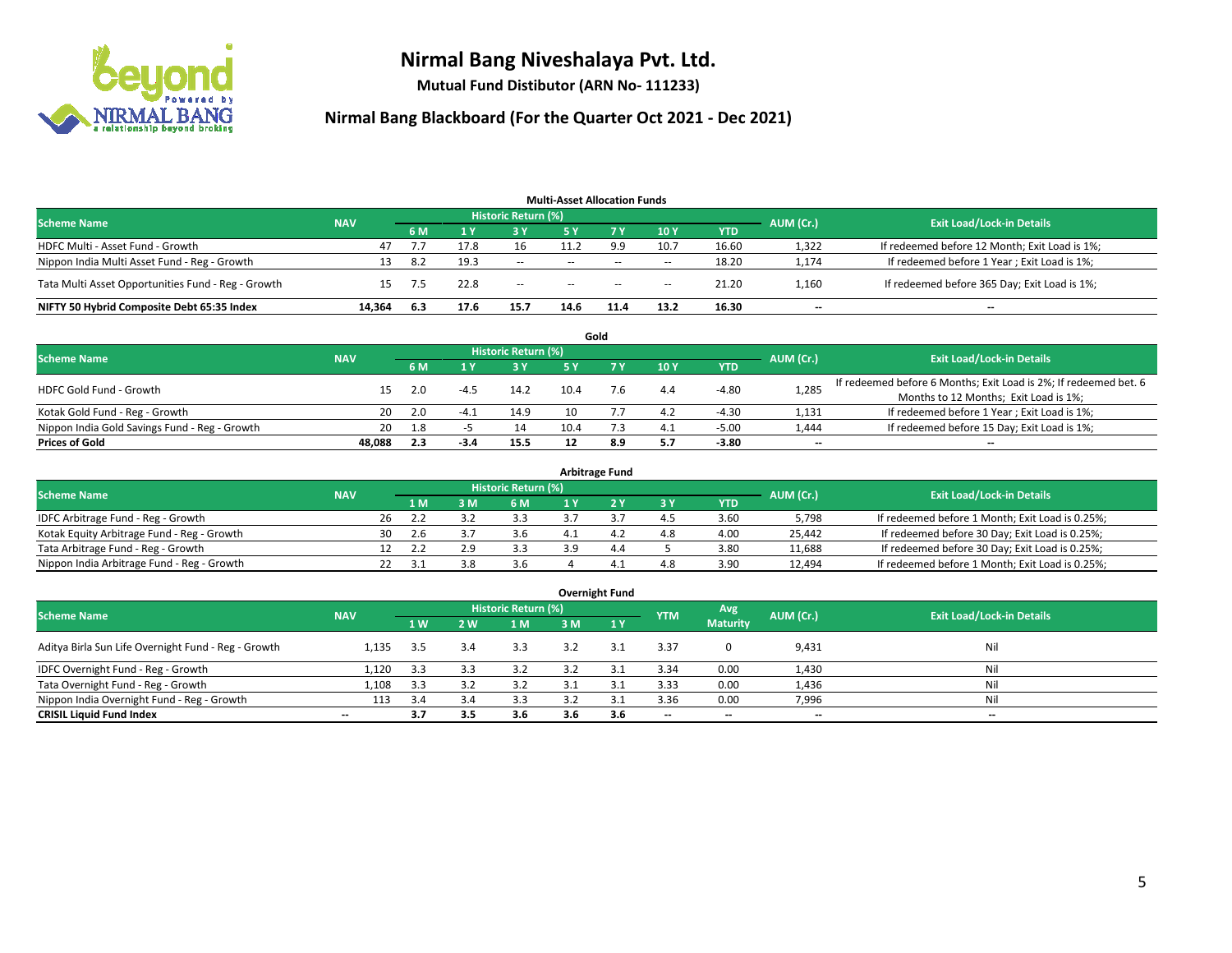# Nirmal Bang Niveshalaya Pvt. Ltd.

**Mutual Fund Distibutor (ARN No- 111233)**

## Nirmal Bang Blackboard (For the Quarter Oct 2021 - Dec 2021)

### Multi-Asset Allocation Funds

| Scheme Name | NAV | Historic Return (%) | | | | | | | AUM (Cr.) | Exit Load/Lock-in Details |
|---|---|---|---|---|---|---|---|---|---|---|
| | | 6 M | 1 Y | 3 Y | 5 Y | 7 Y | 10 Y | YTD | | |
| HDFC Multi - Asset Fund - Growth | 47 | 7.7 | 17.8 | 16 | 11.2 | 9.9 | 10.7 | 16.60 | 1,322 | If redeemed before 12 Month; Exit Load is 1%; |
| Nippon India Multi Asset Fund - Reg - Growth | 13 | 8.2 | 19.3 | -- | -- | -- | -- | 18.20 | 1,174 | If redeemed before 1 Year ; Exit Load is 1%; |
| Tata Multi Asset Opportunities Fund - Reg - Growth | 15 | 7.5 | 22.8 | -- | -- | -- | -- | 21.20 | 1,160 | If redeemed before 365 Day; Exit Load is 1%; |
| **NIFTY 50 Hybrid Composite Debt 65:35 Index** | **14,364** | **6.3** | **17.6** | **15.7** | **14.6** | **11.4** | **13.2** | **16.30** | **--** | **--** |

### Gold

| Scheme Name | NAV | Historic Return (%) | | | | | | | AUM (Cr.) | Exit Load/Lock-in Details |
|---|---|---|---|---|---|---|---|---|---|---|
| | | 6 M | 1 Y | 3 Y | 5 Y | 7 Y | 10 Y | YTD | | |
| HDFC Gold Fund - Growth | 15 | 2.0 | -4.5 | 14.2 | 10.4 | 7.6 | 4.4 | -4.80 | 1,285 | If redeemed before 6 Months; Exit Load is 2%; If redeemed bet. 6 Months to 12 Months; Exit Load is 1%; |
| Kotak Gold Fund - Reg - Growth | 20 | 2.0 | -4.1 | 14.9 | 10 | 7.7 | 4.2 | -4.30 | 1,131 | If redeemed before 1 Year ; Exit Load is 1%; |
| Nippon India Gold Savings Fund - Reg - Growth | 20 | 1.8 | -5 | 14 | 10.4 | 7.3 | 4.1 | -5.00 | 1,444 | If redeemed before 15 Day; Exit Load is 1%; |
| **Prices of Gold** | **48,088** | **2.3** | **-3.4** | **15.5** | **12** | **8.9** | **5.7** | **-3.80** | **--** | **--** |

### Arbitrage Fund

| Scheme Name | NAV | Historic Return (%) | | | | | | | AUM (Cr.) | Exit Load/Lock-in Details |
|---|---|---|---|---|---|---|---|---|---|---|
| | | 1 M | 3 M | 6 M | 1 Y | 2 Y | 3 Y | YTD | | |
| IDFC Arbitrage Fund - Reg - Growth | 26 | 2.2 | 3.2 | 3.3 | 3.7 | 3.7 | 4.5 | 3.60 | 5,798 | If redeemed before 1 Month; Exit Load is 0.25%; |
| Kotak Equity Arbitrage Fund - Reg - Growth | 30 | 2.6 | 3.7 | 3.6 | 4.1 | 4.2 | 4.8 | 4.00 | 25,442 | If redeemed before 30 Day; Exit Load is 0.25%; |
| Tata Arbitrage Fund - Reg - Growth | 12 | 2.2 | 2.9 | 3.3 | 3.9 | 4.4 | 5 | 3.80 | 11,688 | If redeemed before 30 Day; Exit Load is 0.25%; |
| Nippon India Arbitrage Fund - Reg - Growth | 22 | 3.1 | 3.8 | 3.6 | 4 | 4.1 | 4.8 | 3.90 | 12,494 | If redeemed before 1 Month; Exit Load is 0.25%; |

### Overnight Fund

| Scheme Name | NAV | Historic Return (%) | | | | | YTM | Avg Maturity | AUM (Cr.) | Exit Load/Lock-in Details |
|---|---|---|---|---|---|---|---|---|---|---|
| | | 1 W | 2 W | 1 M | 3 M | 1 Y | | | | |
| Aditya Birla Sun Life Overnight Fund - Reg - Growth | 1,135 | 3.5 | 3.4 | 3.3 | 3.2 | 3.1 | 3.37 | 0 | 9,431 | Nil |
| IDFC Overnight Fund - Reg - Growth | 1,120 | 3.3 | 3.3 | 3.2 | 3.2 | 3.1 | 3.34 | 0.00 | 1,430 | Nil |
| Tata Overnight Fund - Reg - Growth | 1,108 | 3.3 | 3.2 | 3.2 | 3.1 | 3.1 | 3.33 | 0.00 | 1,436 | Nil |
| Nippon India Overnight Fund - Reg - Growth | 113 | 3.4 | 3.4 | 3.3 | 3.2 | 3.1 | 3.36 | 0.00 | 7,996 | Nil |
| **CRISIL Liquid Fund Index** | **--** | **3.7** | **3.5** | **3.6** | **3.6** | **3.6** | **--** | **--** | **--** | **--** |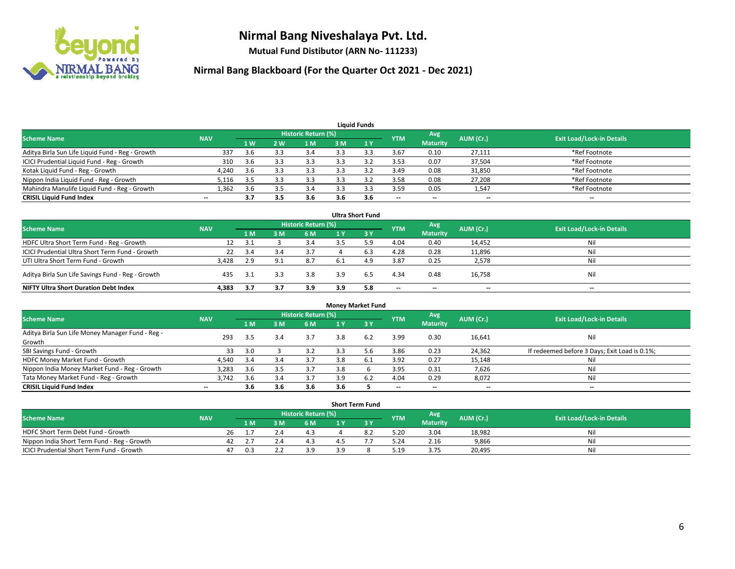# Nirmal Bang Niveshalaya Pvt. Ltd.

**Mutual Fund Distibutor (ARN No- 111233)**

## Nirmal Bang Blackboard (For the Quarter Oct 2021 - Dec 2021)

### Liquid Funds

| Scheme Name | NAV | Historic Return (%) | | | | | YTM | Avg Maturity | AUM (Cr.) | Exit Load/Lock-in Details |
|---|---|---|---|---|---|---|---|---|---|---|
| | | 1 W | 2 W | 1 M | 3 M | 1 Y | | | | |
| Aditya Birla Sun Life Liquid Fund - Reg - Growth | 337 | 3.6 | 3.3 | 3.4 | 3.3 | 3.3 | 3.67 | 0.10 | 27,111 | *Ref Footnote |
| ICICI Prudential Liquid Fund - Reg - Growth | 310 | 3.6 | 3.3 | 3.3 | 3.3 | 3.2 | 3.53 | 0.07 | 37,504 | *Ref Footnote |
| Kotak Liquid Fund - Reg - Growth | 4,240 | 3.6 | 3.3 | 3.3 | 3.3 | 3.2 | 3.49 | 0.08 | 31,850 | *Ref Footnote |
| Nippon India Liquid Fund - Reg - Growth | 5,116 | 3.5 | 3.3 | 3.3 | 3.3 | 3.2 | 3.58 | 0.08 | 27,208 | *Ref Footnote |
| Mahindra Manulife Liquid Fund - Reg - Growth | 1,362 | 3.6 | 3.5 | 3.4 | 3.3 | 3.3 | 3.59 | 0.05 | 1,547 | *Ref Footnote |
| **CRISIL Liquid Fund Index** | -- | **3.7** | **3.5** | **3.6** | **3.6** | **3.6** | -- | -- | -- | -- |

### Ultra Short Fund

| Scheme Name | NAV | Historic Return (%) | | | | | YTM | Avg Maturity | AUM (Cr.) | Exit Load/Lock-in Details |
|---|---|---|---|---|---|---|---|---|---|---|
| | | 1 M | 3 M | 6 M | 1 Y | 3 Y | | | | |
| HDFC Ultra Short Term Fund - Reg - Growth | 12 | 3.1 | 3 | 3.4 | 3.5 | 5.9 | 4.04 | 0.40 | 14,452 | Nil |
| ICICI Prudential Ultra Short Term Fund - Growth | 22 | 3.4 | 3.4 | 3.7 | 4 | 6.3 | 4.28 | 0.28 | 11,896 | Nil |
| UTI Ultra Short Term Fund - Growth | 3,428 | 2.9 | 9.1 | 8.7 | 6.1 | 4.9 | 3.87 | 0.25 | 2,578 | Nil |
| Aditya Birla Sun Life Savings Fund - Reg - Growth | 435 | 3.1 | 3.3 | 3.8 | 3.9 | 6.5 | 4.34 | 0.48 | 16,758 | Nil |
| **NIFTY Ultra Short Duration Debt Index** | **4,383** | **3.7** | **3.7** | **3.9** | **3.9** | **5.8** | -- | -- | -- | -- |

### Money Market Fund

| Scheme Name | NAV | Historic Return (%) | | | | | YTM | Avg Maturity | AUM (Cr.) | Exit Load/Lock-in Details |
|---|---|---|---|---|---|---|---|---|---|---|
| | | 1 M | 3 M | 6 M | 1 Y | 3 Y | | | | |
| Aditya Birla Sun Life Money Manager Fund - Reg - Growth | 293 | 3.5 | 3.4 | 3.7 | 3.8 | 6.2 | 3.99 | 0.30 | 16,641 | Nil |
| SBI Savings Fund - Growth | 33 | 3.0 | 3 | 3.2 | 3.3 | 5.6 | 3.86 | 0.23 | 24,362 | If redeemed before 3 Days; Exit Load is 0.1%; |
| HDFC Money Market Fund - Growth | 4,540 | 3.4 | 3.4 | 3.7 | 3.8 | 6.1 | 3.92 | 0.27 | 15,148 | Nil |
| Nippon India Money Market Fund - Reg - Growth | 3,283 | 3.6 | 3.5 | 3.7 | 3.8 | 6 | 3.95 | 0.31 | 7,626 | Nil |
| Tata Money Market Fund - Reg - Growth | 3,742 | 3.6 | 3.4 | 3.7 | 3.9 | 6.2 | 4.04 | 0.29 | 8,072 | Nil |
| **CRISIL Liquid Fund Index** | -- | **3.6** | **3.6** | **3.6** | **3.6** | **5** | -- | -- | -- | -- |

### Short Term Fund

| Scheme Name | NAV | Historic Return (%) | | | | | YTM | Avg Maturity | AUM (Cr.) | Exit Load/Lock-in Details |
|---|---|---|---|---|---|---|---|---|---|---|
| | | 1 M | 3 M | 6 M | 1 Y | 3 Y | | | | |
| HDFC Short Term Debt Fund - Growth | 26 | 1.7 | 2.4 | 4.3 | 4 | 8.2 | 5.20 | 3.04 | 18,982 | Nil |
| Nippon India Short Term Fund - Reg - Growth | 42 | 2.7 | 2.4 | 4.3 | 4.5 | 7.7 | 5.24 | 2.16 | 9,866 | Nil |
| ICICI Prudential Short Term Fund - Growth | 47 | 0.3 | 2.2 | 3.9 | 3.9 | 8 | 5.19 | 3.75 | 20,495 | Nil |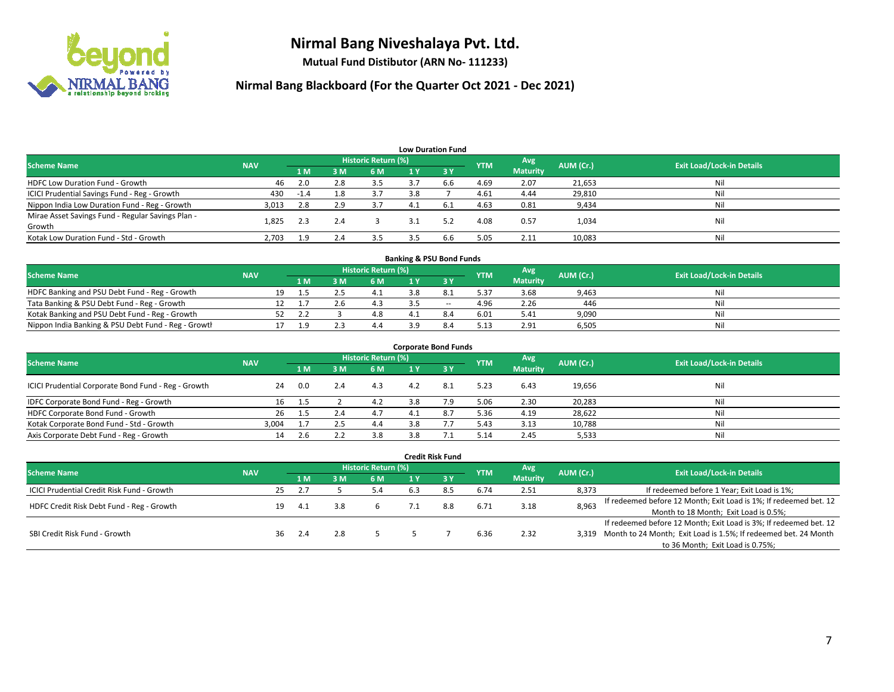# Nirmal Bang Niveshalaya Pvt. Ltd.

**Mutual Fund Distibutor (ARN No- 111233)**

## Nirmal Bang Blackboard (For the Quarter Oct 2021 - Dec 2021)

### Low Duration Fund

| Scheme Name | NAV | Historic Return (%) | | | | | YTM | Avg Maturity | AUM (Cr.) | Exit Load/Lock-in Details |
|---|---|---|---|---|---|---|---|---|---|---|
| | | 1 M | 3 M | 6 M | 1 Y | 3 Y | | | | |
| HDFC Low Duration Fund - Growth | 46 | 2.0 | 2.8 | 3.5 | 3.7 | 6.6 | 4.69 | 2.07 | 21,653 | Nil |
| ICICI Prudential Savings Fund - Reg - Growth | 430 | -1.4 | 1.8 | 3.7 | 3.8 | 7 | 4.61 | 4.44 | 29,810 | Nil |
| Nippon India Low Duration Fund - Reg - Growth | 3,013 | 2.8 | 2.9 | 3.7 | 4.1 | 6.1 | 4.63 | 0.81 | 9,434 | Nil |
| Mirae Asset Savings Fund - Regular Savings Plan - Growth | 1,825 | 2.3 | 2.4 | 3 | 3.1 | 5.2 | 4.08 | 0.57 | 1,034 | Nil |
| Kotak Low Duration Fund - Std - Growth | 2,703 | 1.9 | 2.4 | 3.5 | 3.5 | 6.6 | 5.05 | 2.11 | 10,083 | Nil |

### Banking & PSU Bond Funds

| Scheme Name | NAV | Historic Return (%) | | | | | YTM | Avg Maturity | AUM (Cr.) | Exit Load/Lock-in Details |
|---|---|---|---|---|---|---|---|---|---|---|
| | | 1 M | 3 M | 6 M | 1 Y | 3 Y | | | | |
| HDFC Banking and PSU Debt Fund - Reg - Growth | 19 | 1.5 | 2.5 | 4.1 | 3.8 | 8.1 | 5.37 | 3.68 | 9,463 | Nil |
| Tata Banking & PSU Debt Fund - Reg - Growth | 12 | 1.7 | 2.6 | 4.3 | 3.5 | -- | 4.96 | 2.26 | 446 | Nil |
| Kotak Banking and PSU Debt Fund - Reg - Growth | 52 | 2.2 | 3 | 4.8 | 4.1 | 8.4 | 6.01 | 5.41 | 9,090 | Nil |
| Nippon India Banking & PSU Debt Fund - Reg - Growth | 17 | 1.9 | 2.3 | 4.4 | 3.9 | 8.4 | 5.13 | 2.91 | 6,505 | Nil |

### Corporate Bond Funds

| Scheme Name | NAV | Historic Return (%) | | | | | YTM | Avg Maturity | AUM (Cr.) | Exit Load/Lock-in Details |
|---|---|---|---|---|---|---|---|---|---|---|
| | | 1 M | 3 M | 6 M | 1 Y | 3 Y | | | | |
| ICICI Prudential Corporate Bond Fund - Reg - Growth | 24 | 0.0 | 2.4 | 4.3 | 4.2 | 8.1 | 5.23 | 6.43 | 19,656 | Nil |
| IDFC Corporate Bond Fund - Reg - Growth | 16 | 1.5 | 2 | 4.2 | 3.8 | 7.9 | 5.06 | 2.30 | 20,283 | Nil |
| HDFC Corporate Bond Fund - Growth | 26 | 1.5 | 2.4 | 4.7 | 4.1 | 8.7 | 5.36 | 4.19 | 28,622 | Nil |
| Kotak Corporate Bond Fund - Std - Growth | 3,004 | 1.7 | 2.5 | 4.4 | 3.8 | 7.7 | 5.43 | 3.13 | 10,788 | Nil |
| Axis Corporate Debt Fund - Reg - Growth | 14 | 2.6 | 2.2 | 3.8 | 3.8 | 7.1 | 5.14 | 2.45 | 5,533 | Nil |

### Credit Risk Fund

| Scheme Name | NAV | Historic Return (%) | | | | | YTM | Avg Maturity | AUM (Cr.) | Exit Load/Lock-in Details |
|---|---|---|---|---|---|---|---|---|---|---|
| | | 1 M | 3 M | 6 M | 1 Y | 3 Y | | | | |
| ICICI Prudential Credit Risk Fund - Growth | 25 | 2.7 | 5 | 5.4 | 6.3 | 8.5 | 6.74 | 2.51 | 8,373 | If redeemed before 1 Year; Exit Load is 1%; |
| HDFC Credit Risk Debt Fund - Reg - Growth | 19 | 4.1 | 3.8 | 6 | 7.1 | 8.8 | 6.71 | 3.18 | 8,963 | If redeemed before 12 Month; Exit Load is 1%; If redeemed bet. 12 Month to 18 Month; Exit Load is 0.5%; |
| SBI Credit Risk Fund - Growth | 36 | 2.4 | 2.8 | 5 | 5 | 7 | 6.36 | 2.32 | 3,319 | If redeemed before 12 Month; Exit Load is 3%; If redeemed bet. 12 Month to 24 Month; Exit Load is 1.5%; If redeemed bet. 24 Month to 36 Month; Exit Load is 0.75%; |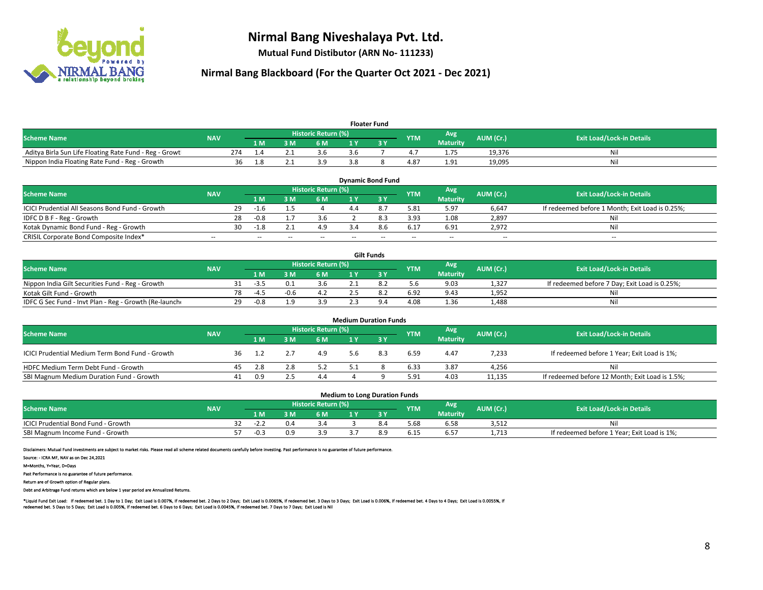# Nirmal Bang Niveshalaya Pvt. Ltd.

**Mutual Fund Distibutor (ARN No- 111233)**

## Nirmal Bang Blackboard (For the Quarter Oct 2021 - Dec 2021)

### Floater Fund

| Scheme Name | NAV | Historic Return (%) | | | | | YTM | Avg Maturity | AUM (Cr.) | Exit Load/Lock-in Details |
|---|---|---|---|---|---|---|---|---|---|---|
| | | 1 M | 3 M | 6 M | 1 Y | 3 Y | | | | |
| Aditya Birla Sun Life Floating Rate Fund - Reg - Growt | 274 | 1.4 | 2.1 | 3.6 | 3.6 | 7 | 4.7 | 1.75 | 19,376 | Nil |
| Nippon India Floating Rate Fund - Reg - Growth | 36 | 1.8 | 2.1 | 3.9 | 3.8 | 8 | 4.87 | 1.91 | 19,095 | Nil |

### Dynamic Bond Fund

| Scheme Name | NAV | Historic Return (%) | | | | | YTM | Avg Maturity | AUM (Cr.) | Exit Load/Lock-in Details |
|---|---|---|---|---|---|---|---|---|---|---|
| | | 1 M | 3 M | 6 M | 1 Y | 3 Y | | | | |
| ICICI Prudential All Seasons Bond Fund - Growth | 29 | -1.6 | 1.5 | 4 | 4.4 | 8.7 | 5.81 | 5.97 | 6,647 | If redeemed before 1 Month; Exit Load is 0.25%; |
| IDFC D B F - Reg - Growth | 28 | -0.8 | 1.7 | 3.6 | 2 | 8.3 | 3.93 | 1.08 | 2,897 | Nil |
| Kotak Dynamic Bond Fund - Reg - Growth | 30 | -1.8 | 2.1 | 4.9 | 3.4 | 8.6 | 6.17 | 6.91 | 2,972 | Nil |
| CRISIL Corporate Bond Composite Index* | -- | -- | -- | -- | -- | -- | -- | -- | -- | -- |

### Gilt Funds

| Scheme Name | NAV | Historic Return (%) | | | | | YTM | Avg Maturity | AUM (Cr.) | Exit Load/Lock-in Details |
|---|---|---|---|---|---|---|---|---|---|---|
| | | 1 M | 3 M | 6 M | 1 Y | 3 Y | | | | |
| Nippon India Gilt Securities Fund - Reg - Growth | 31 | -3.5 | 0.1 | 3.6 | 2.1 | 8.2 | 5.6 | 9.03 | 1,327 | If redeemed before 7 Day; Exit Load is 0.25%; |
| Kotak Gilt Fund - Growth | 78 | -4.5 | -0.6 | 4.2 | 2.5 | 8.2 | 6.92 | 9.43 | 1,952 | Nil |
| IDFC G Sec Fund - Invt Plan - Reg - Growth (Re-launch | 29 | -0.8 | 1.9 | 3.9 | 2.3 | 9.4 | 4.08 | 1.36 | 1,488 | Nil |

### Medium Duration Funds

| Scheme Name | NAV | Historic Return (%) | | | | | YTM | Avg Maturity | AUM (Cr.) | Exit Load/Lock-in Details |
|---|---|---|---|---|---|---|---|---|---|---|
| | | 1 M | 3 M | 6 M | 1 Y | 3 Y | | | | |
| ICICI Prudential Medium Term Bond Fund - Growth | 36 | 1.2 | 2.7 | 4.9 | 5.6 | 8.3 | 6.59 | 4.47 | 7,233 | If redeemed before 1 Year; Exit Load is 1%; |
| HDFC Medium Term Debt Fund - Growth | 45 | 2.8 | 2.8 | 5.2 | 5.1 | 8 | 6.33 | 3.87 | 4,256 | Nil |
| SBI Magnum Medium Duration Fund - Growth | 41 | 0.9 | 2.5 | 4.4 | 4 | 9 | 5.91 | 4.03 | 11,135 | If redeemed before 12 Month; Exit Load is 1.5%; |

### Medium to Long Duration Funds

| Scheme Name | NAV | Historic Return (%) | | | | | YTM | Avg Maturity | AUM (Cr.) | Exit Load/Lock-in Details |
|---|---|---|---|---|---|---|---|---|---|---|
| | | 1 M | 3 M | 6 M | 1 Y | 3 Y | | | | |
| ICICI Prudential Bond Fund - Growth | 32 | -2.2 | 0.4 | 3.4 | 3 | 8.4 | 5.68 | 6.58 | 3,512 | Nil |
| SBI Magnum Income Fund - Growth | 57 | -0.3 | 0.9 | 3.9 | 3.7 | 8.9 | 6.15 | 6.57 | 1,713 | If redeemed before 1 Year; Exit Load is 1%; |

Disclaimers: Mutual Fund investments are subject to market risks. Please read all scheme related documents carefully before investing. Past performance is no guarantee of future performance.

Source: - ICRA MF, NAV as on Dec 24,2021

M=Months, Y=Year, D=Days

Past Performance is no guarantee of future performance.

Return are of Growth option of Regular plans.

Debt and Arbitrage Fund returns which are below 1 year period are Annualized Returns.

*Liquid Fund Exit Load: If redeemed bet. 1 Day to 1 Day; Exit Load is 0.007%, If redeemed bet. 2 Days to 2 Days; Exit Load is 0.0065%, If redeemed bet. 3 Days to 3 Days; Exit Load is 0.006%, If redeemed bet. 4 Days to 4 Days; Exit Load is 0.0055%, If redeemed bet. 5 Days to 5 Days; Exit Load is 0.005%, If redeemed bet. 6 Days to 6 Days; Exit Load is 0.0045%, If redeemed bet. 7 Days to 7 Days; Exit Load is Nil